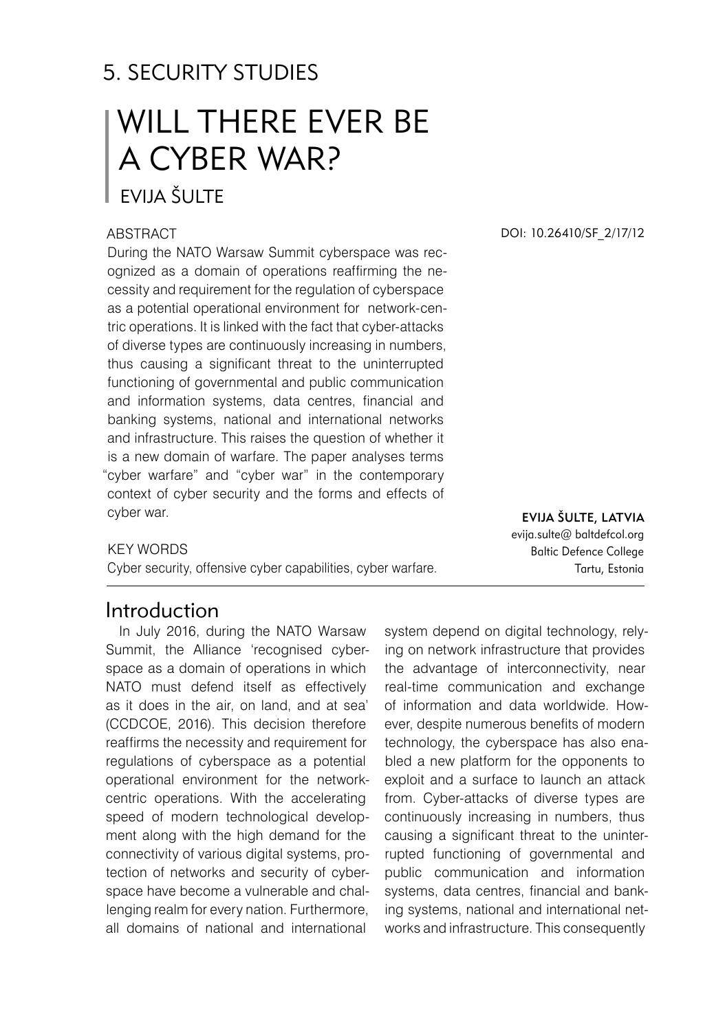## 5. SECURITY STUDIES

# WILL THERE EVER BE A CYBER WAR?

### EVIJA ŠULTE

DOI: 10.26410/SF_2/17/12

**EVIJA ŠULTE, LATVIA**
evija.sulte@ baltdefcol.org
Baltic Defence College
Tartu, Estonia

ABSTRACT

During the NATO Warsaw Summit cyberspace was recognized as a domain of operations reaffirming the necessity and requirement for the regulation of cyberspace as a potential operational environment for network-centric operations. It is linked with the fact that cyber-attacks of diverse types are continuously increasing in numbers, thus causing a significant threat to the uninterrupted functioning of governmental and public communication and information systems, data centres, financial and banking systems, national and international networks and infrastructure. This raises the question of whether it is a new domain of warfare. The paper analyses terms "cyber warfare" and "cyber war" in the contemporary context of cyber security and the forms and effects of cyber war.

KEY WORDS

Cyber security, offensive cyber capabilities, cyber warfare.

## Introduction

In July 2016, during the NATO Warsaw Summit, the Alliance 'recognised cyberspace as a domain of operations in which NATO must defend itself as effectively as it does in the air, on land, and at sea' (CCDCOE, 2016). This decision therefore reaffirms the necessity and requirement for regulations of cyberspace as a potential operational environment for the network-centric operations. With the accelerating speed of modern technological development along with the high demand for the connectivity of various digital systems, protection of networks and security of cyberspace have become a vulnerable and challenging realm for every nation. Furthermore, all domains of national and international system depend on digital technology, relying on network infrastructure that provides the advantage of interconnectivity, near real-time communication and exchange of information and data worldwide. However, despite numerous benefits of modern technology, the cyberspace has also enabled a new platform for the opponents to exploit and a surface to launch an attack from. Cyber-attacks of diverse types are continuously increasing in numbers, thus causing a significant threat to the uninterrupted functioning of governmental and public communication and information systems, data centres, financial and banking systems, national and international networks and infrastructure. This consequently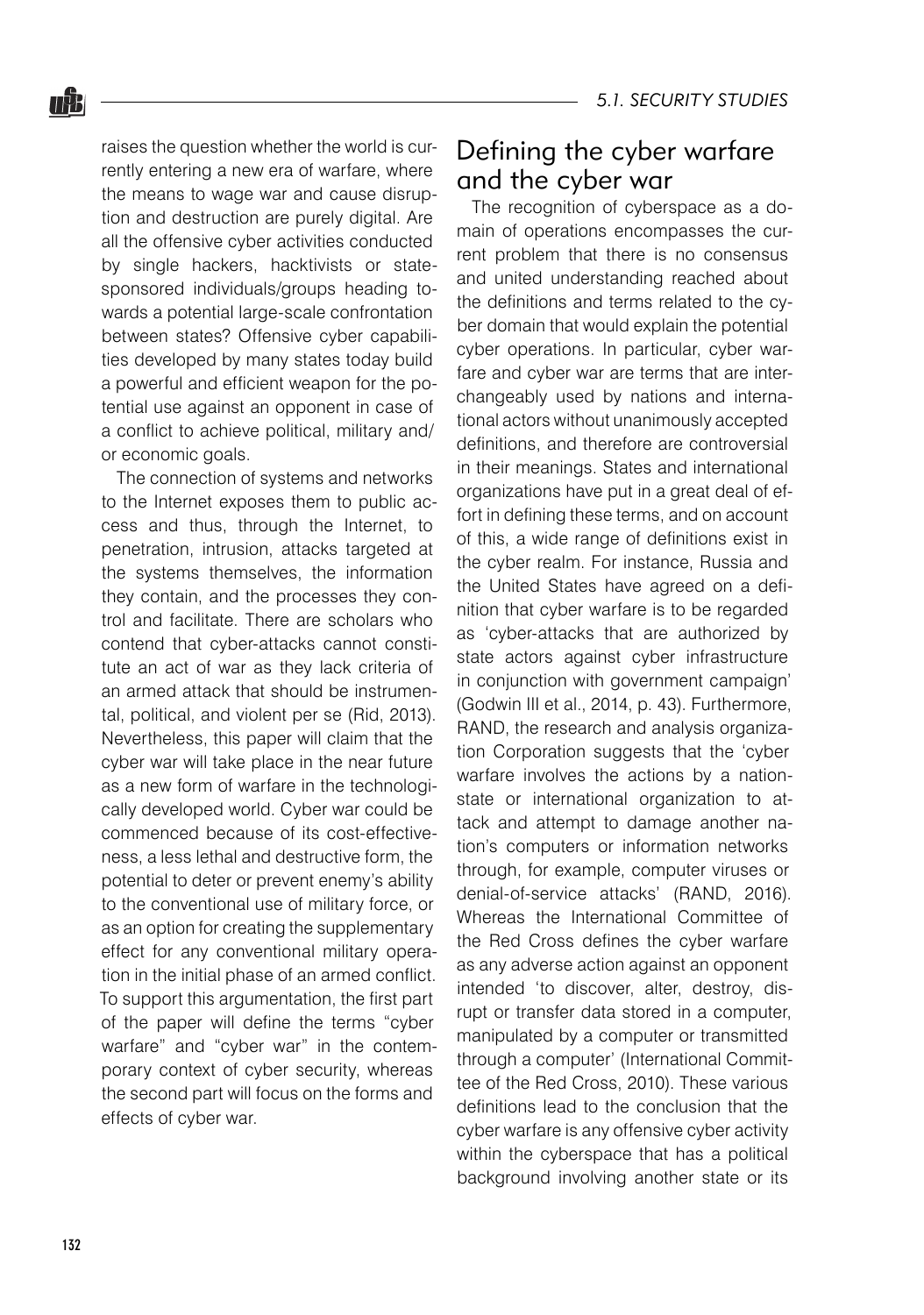raises the question whether the world is currently entering a new era of warfare, where the means to wage war and cause disruption and destruction are purely digital. Are all the offensive cyber activities conducted by single hackers, hacktivists or state-sponsored individuals/groups heading towards a potential large-scale confrontation between states? Offensive cyber capabilities developed by many states today build a powerful and efficient weapon for the potential use against an opponent in case of a conflict to achieve political, military and/or economic goals.

The connection of systems and networks to the Internet exposes them to public access and thus, through the Internet, to penetration, intrusion, attacks targeted at the systems themselves, the information they contain, and the processes they control and facilitate. There are scholars who contend that cyber-attacks cannot constitute an act of war as they lack criteria of an armed attack that should be instrumental, political, and violent per se (Rid, 2013). Nevertheless, this paper will claim that the cyber war will take place in the near future as a new form of warfare in the technologically developed world. Cyber war could be commenced because of its cost-effectiveness, a less lethal and destructive form, the potential to deter or prevent enemy's ability to the conventional use of military force, or as an option for creating the supplementary effect for any conventional military operation in the initial phase of an armed conflict. To support this argumentation, the first part of the paper will define the terms "cyber warfare" and "cyber war" in the contemporary context of cyber security, whereas the second part will focus on the forms and effects of cyber war.

## Defining the cyber warfare and the cyber war

The recognition of cyberspace as a domain of operations encompasses the current problem that there is no consensus and united understanding reached about the definitions and terms related to the cyber domain that would explain the potential cyber operations. In particular, cyber warfare and cyber war are terms that are interchangeably used by nations and international actors without unanimously accepted definitions, and therefore are controversial in their meanings. States and international organizations have put in a great deal of effort in defining these terms, and on account of this, a wide range of definitions exist in the cyber realm. For instance, Russia and the United States have agreed on a definition that cyber warfare is to be regarded as 'cyber-attacks that are authorized by state actors against cyber infrastructure in conjunction with government campaign' (Godwin III et al., 2014, p. 43). Furthermore, RAND, the research and analysis organization Corporation suggests that the 'cyber warfare involves the actions by a nation-state or international organization to attack and attempt to damage another nation's computers or information networks through, for example, computer viruses or denial-of-service attacks' (RAND, 2016). Whereas the International Committee of the Red Cross defines the cyber warfare as any adverse action against an opponent intended 'to discover, alter, destroy, disrupt or transfer data stored in a computer, manipulated by a computer or transmitted through a computer' (International Committee of the Red Cross, 2010). These various definitions lead to the conclusion that the cyber warfare is any offensive cyber activity within the cyberspace that has a political background involving another state or its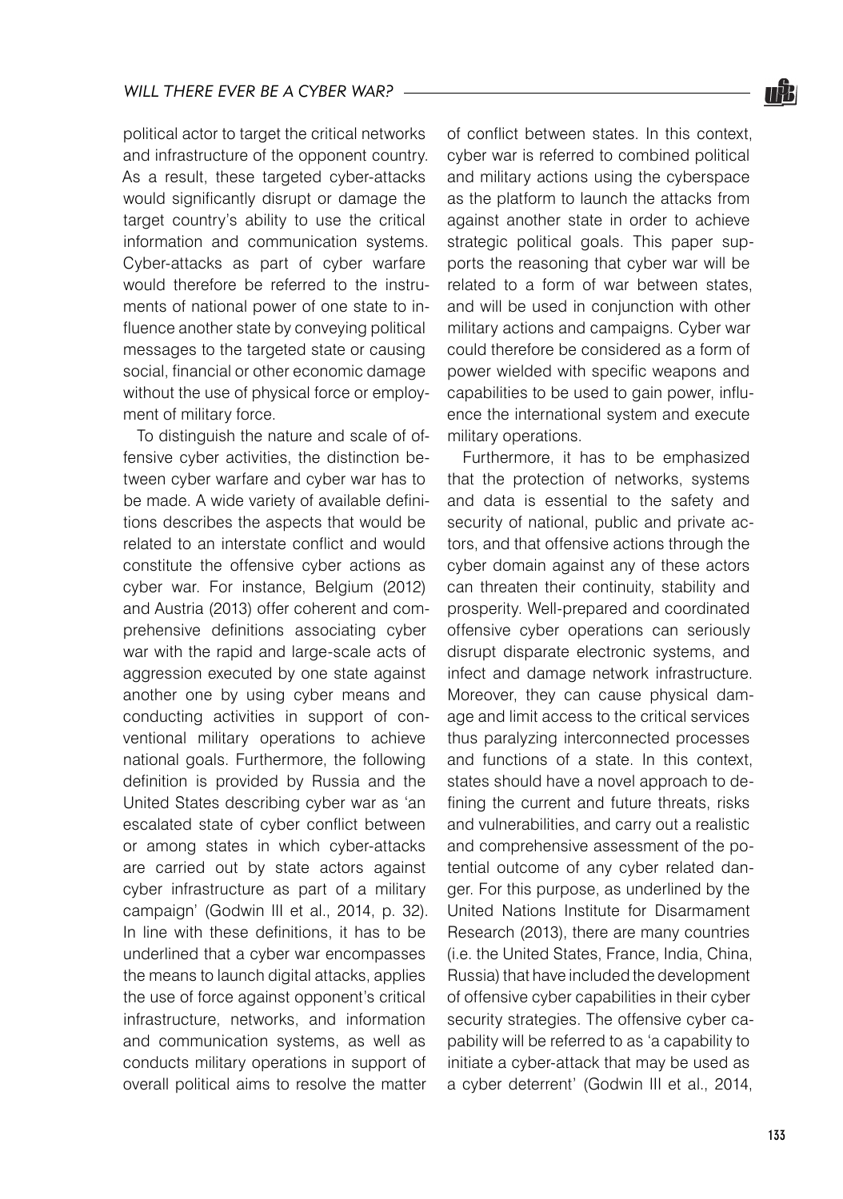political actor to target the critical networks and infrastructure of the opponent country. As a result, these targeted cyber-attacks would significantly disrupt or damage the target country's ability to use the critical information and communication systems. Cyber-attacks as part of cyber warfare would therefore be referred to the instruments of national power of one state to influence another state by conveying political messages to the targeted state or causing social, financial or other economic damage without the use of physical force or employment of military force.

To distinguish the nature and scale of offensive cyber activities, the distinction between cyber warfare and cyber war has to be made. A wide variety of available definitions describes the aspects that would be related to an interstate conflict and would constitute the offensive cyber actions as cyber war. For instance, Belgium (2012) and Austria (2013) offer coherent and comprehensive definitions associating cyber war with the rapid and large-scale acts of aggression executed by one state against another one by using cyber means and conducting activities in support of conventional military operations to achieve national goals. Furthermore, the following definition is provided by Russia and the United States describing cyber war as 'an escalated state of cyber conflict between or among states in which cyber-attacks are carried out by state actors against cyber infrastructure as part of a military campaign' (Godwin III et al., 2014, p. 32). In line with these definitions, it has to be underlined that a cyber war encompasses the means to launch digital attacks, applies the use of force against opponent's critical infrastructure, networks, and information and communication systems, as well as conducts military operations in support of overall political aims to resolve the matter of conflict between states. In this context, cyber war is referred to combined political and military actions using the cyberspace as the platform to launch the attacks from against another state in order to achieve strategic political goals. This paper supports the reasoning that cyber war will be related to a form of war between states, and will be used in conjunction with other military actions and campaigns. Cyber war could therefore be considered as a form of power wielded with specific weapons and capabilities to be used to gain power, influence the international system and execute military operations.

Furthermore, it has to be emphasized that the protection of networks, systems and data is essential to the safety and security of national, public and private actors, and that offensive actions through the cyber domain against any of these actors can threaten their continuity, stability and prosperity. Well-prepared and coordinated offensive cyber operations can seriously disrupt disparate electronic systems, and infect and damage network infrastructure. Moreover, they can cause physical damage and limit access to the critical services thus paralyzing interconnected processes and functions of a state. In this context, states should have a novel approach to defining the current and future threats, risks and vulnerabilities, and carry out a realistic and comprehensive assessment of the potential outcome of any cyber related danger. For this purpose, as underlined by the United Nations Institute for Disarmament Research (2013), there are many countries (i.e. the United States, France, India, China, Russia) that have included the development of offensive cyber capabilities in their cyber security strategies. The offensive cyber capability will be referred to as 'a capability to initiate a cyber-attack that may be used as a cyber deterrent' (Godwin III et al., 2014,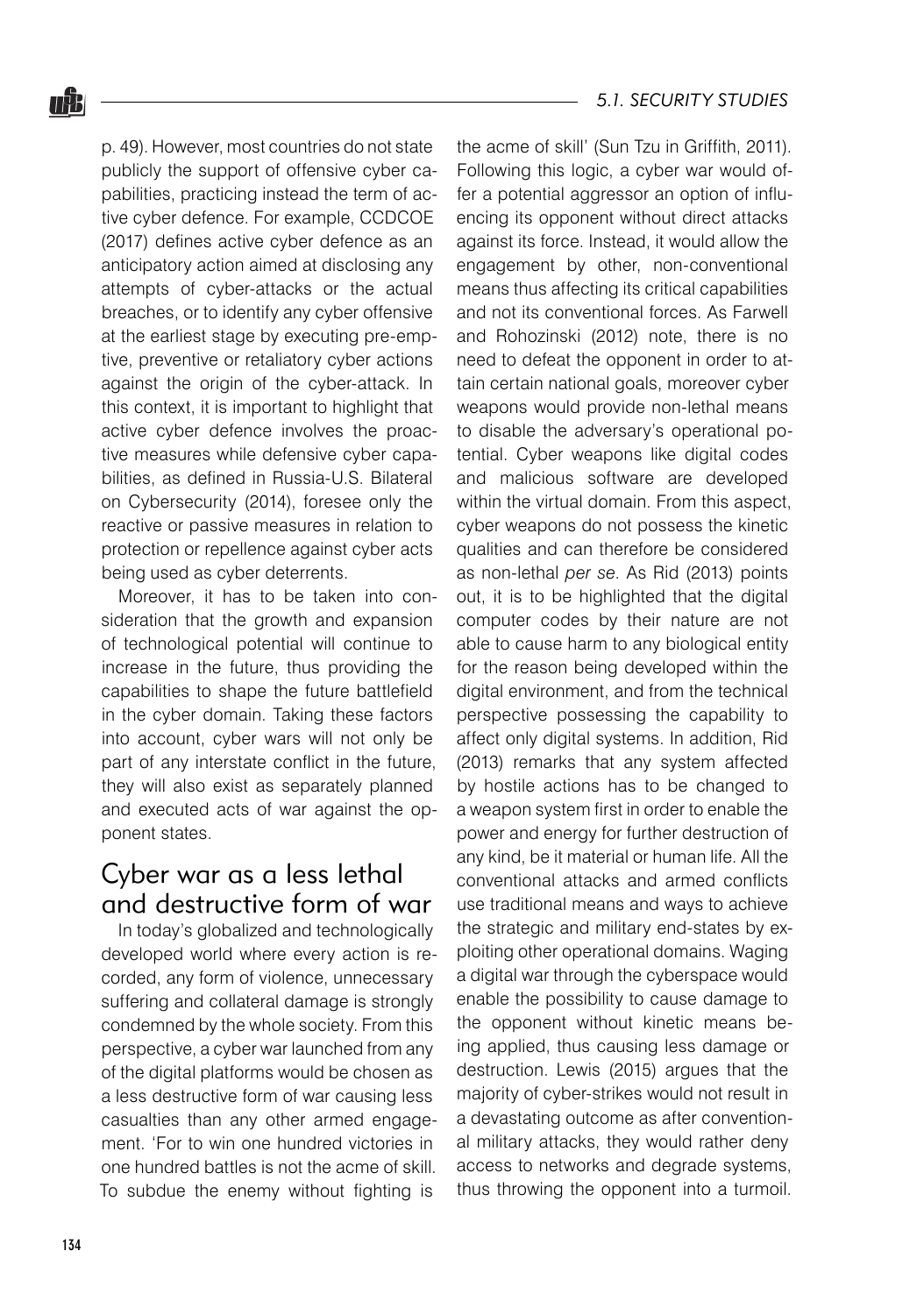p. 49). However, most countries do not state publicly the support of offensive cyber capabilities, practicing instead the term of active cyber defence. For example, CCDCOE (2017) defines active cyber defence as an anticipatory action aimed at disclosing any attempts of cyber-attacks or the actual breaches, or to identify any cyber offensive at the earliest stage by executing pre-emptive, preventive or retaliatory cyber actions against the origin of the cyber-attack. In this context, it is important to highlight that active cyber defence involves the proactive measures while defensive cyber capabilities, as defined in Russia-U.S. Bilateral on Cybersecurity (2014), foresee only the reactive or passive measures in relation to protection or repellence against cyber acts being used as cyber deterrents.

Moreover, it has to be taken into consideration that the growth and expansion of technological potential will continue to increase in the future, thus providing the capabilities to shape the future battlefield in the cyber domain. Taking these factors into account, cyber wars will not only be part of any interstate conflict in the future, they will also exist as separately planned and executed acts of war against the opponent states.

## Cyber war as a less lethal and destructive form of war

In today's globalized and technologically developed world where every action is recorded, any form of violence, unnecessary suffering and collateral damage is strongly condemned by the whole society. From this perspective, a cyber war launched from any of the digital platforms would be chosen as a less destructive form of war causing less casualties than any other armed engagement. 'For to win one hundred victories in one hundred battles is not the acme of skill. To subdue the enemy without fighting is the acme of skill' (Sun Tzu in Griffith, 2011). Following this logic, a cyber war would offer a potential aggressor an option of influencing its opponent without direct attacks against its force. Instead, it would allow the engagement by other, non-conventional means thus affecting its critical capabilities and not its conventional forces. As Farwell and Rohozinski (2012) note, there is no need to defeat the opponent in order to attain certain national goals, moreover cyber weapons would provide non-lethal means to disable the adversary's operational potential. Cyber weapons like digital codes and malicious software are developed within the virtual domain. From this aspect, cyber weapons do not possess the kinetic qualities and can therefore be considered as non-lethal *per se*. As Rid (2013) points out, it is to be highlighted that the digital computer codes by their nature are not able to cause harm to any biological entity for the reason being developed within the digital environment, and from the technical perspective possessing the capability to affect only digital systems. In addition, Rid (2013) remarks that any system affected by hostile actions has to be changed to a weapon system first in order to enable the power and energy for further destruction of any kind, be it material or human life. All the conventional attacks and armed conflicts use traditional means and ways to achieve the strategic and military end-states by exploiting other operational domains. Waging a digital war through the cyberspace would enable the possibility to cause damage to the opponent without kinetic means being applied, thus causing less damage or destruction. Lewis (2015) argues that the majority of cyber-strikes would not result in a devastating outcome as after conventional military attacks, they would rather deny access to networks and degrade systems, thus throwing the opponent into a turmoil.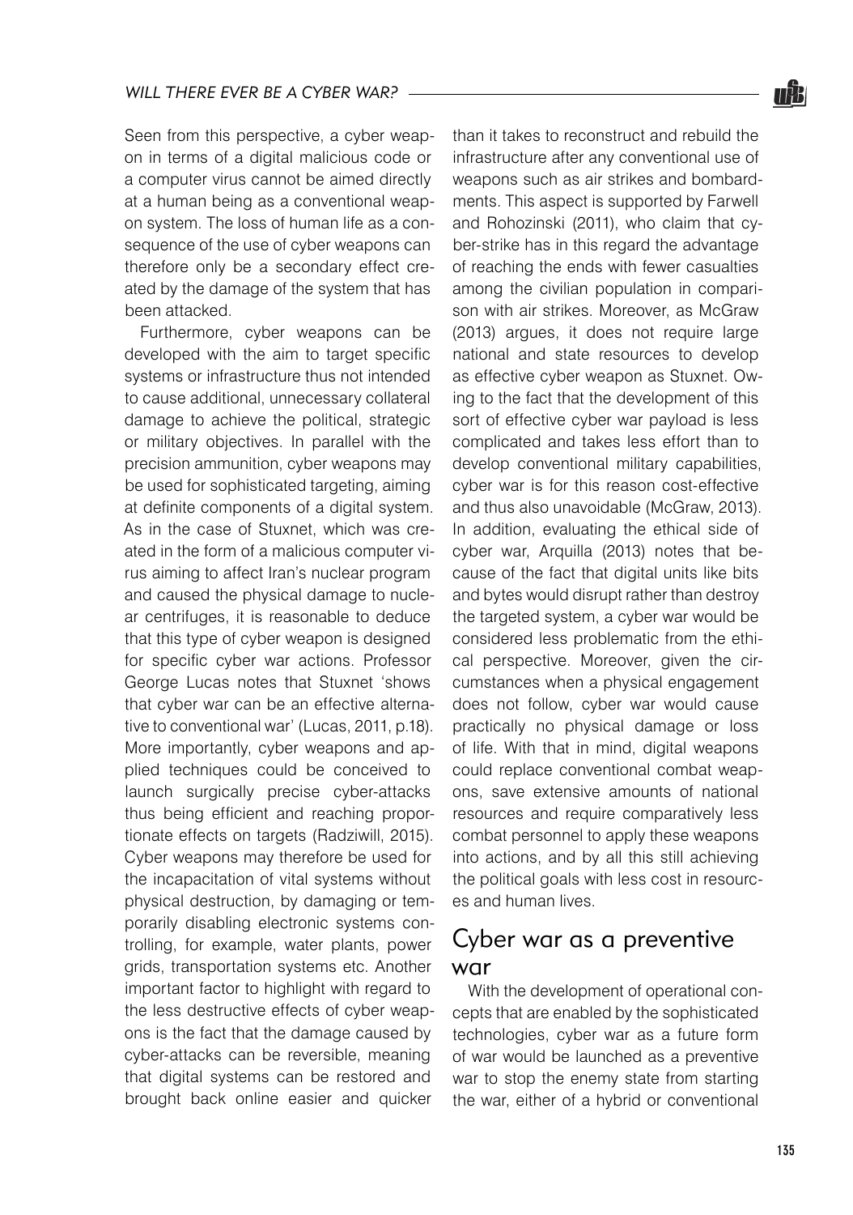Seen from this perspective, a cyber weapon in terms of a digital malicious code or a computer virus cannot be aimed directly at a human being as a conventional weapon system. The loss of human life as a consequence of the use of cyber weapons can therefore only be a secondary effect created by the damage of the system that has been attacked.

Furthermore, cyber weapons can be developed with the aim to target specific systems or infrastructure thus not intended to cause additional, unnecessary collateral damage to achieve the political, strategic or military objectives. In parallel with the precision ammunition, cyber weapons may be used for sophisticated targeting, aiming at definite components of a digital system. As in the case of Stuxnet, which was created in the form of a malicious computer virus aiming to affect Iran's nuclear program and caused the physical damage to nuclear centrifuges, it is reasonable to deduce that this type of cyber weapon is designed for specific cyber war actions. Professor George Lucas notes that Stuxnet 'shows that cyber war can be an effective alternative to conventional war' (Lucas, 2011, p.18). More importantly, cyber weapons and applied techniques could be conceived to launch surgically precise cyber-attacks thus being efficient and reaching proportionate effects on targets (Radziwill, 2015). Cyber weapons may therefore be used for the incapacitation of vital systems without physical destruction, by damaging or temporarily disabling electronic systems controlling, for example, water plants, power grids, transportation systems etc. Another important factor to highlight with regard to the less destructive effects of cyber weapons is the fact that the damage caused by cyber-attacks can be reversible, meaning that digital systems can be restored and brought back online easier and quicker than it takes to reconstruct and rebuild the infrastructure after any conventional use of weapons such as air strikes and bombardments. This aspect is supported by Farwell and Rohozinski (2011), who claim that cyber-strike has in this regard the advantage of reaching the ends with fewer casualties among the civilian population in comparison with air strikes. Moreover, as McGraw (2013) argues, it does not require large national and state resources to develop as effective cyber weapon as Stuxnet. Owing to the fact that the development of this sort of effective cyber war payload is less complicated and takes less effort than to develop conventional military capabilities, cyber war is for this reason cost-effective and thus also unavoidable (McGraw, 2013). In addition, evaluating the ethical side of cyber war, Arquilla (2013) notes that because of the fact that digital units like bits and bytes would disrupt rather than destroy the targeted system, a cyber war would be considered less problematic from the ethical perspective. Moreover, given the circumstances when a physical engagement does not follow, cyber war would cause practically no physical damage or loss of life. With that in mind, digital weapons could replace conventional combat weapons, save extensive amounts of national resources and require comparatively less combat personnel to apply these weapons into actions, and by all this still achieving the political goals with less cost in resources and human lives.

## Cyber war as a preventive war

With the development of operational concepts that are enabled by the sophisticated technologies, cyber war as a future form of war would be launched as a preventive war to stop the enemy state from starting the war, either of a hybrid or conventional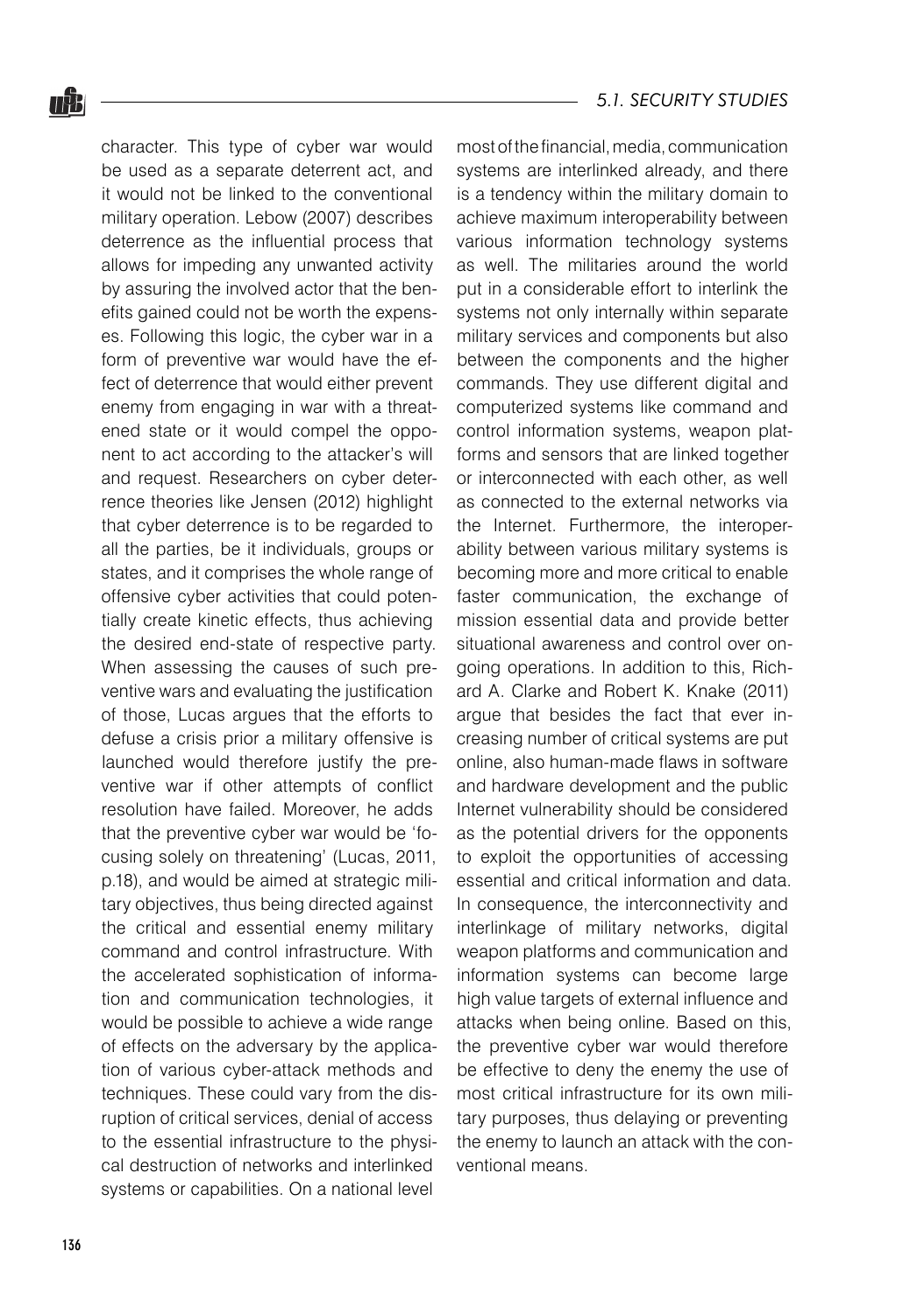character. This type of cyber war would be used as a separate deterrent act, and it would not be linked to the conventional military operation. Lebow (2007) describes deterrence as the influential process that allows for impeding any unwanted activity by assuring the involved actor that the benefits gained could not be worth the expenses. Following this logic, the cyber war in a form of preventive war would have the effect of deterrence that would either prevent enemy from engaging in war with a threatened state or it would compel the opponent to act according to the attacker's will and request. Researchers on cyber deterrence theories like Jensen (2012) highlight that cyber deterrence is to be regarded to all the parties, be it individuals, groups or states, and it comprises the whole range of offensive cyber activities that could potentially create kinetic effects, thus achieving the desired end-state of respective party. When assessing the causes of such preventive wars and evaluating the justification of those, Lucas argues that the efforts to defuse a crisis prior a military offensive is launched would therefore justify the preventive war if other attempts of conflict resolution have failed. Moreover, he adds that the preventive cyber war would be 'focusing solely on threatening' (Lucas, 2011, p.18), and would be aimed at strategic military objectives, thus being directed against the critical and essential enemy military command and control infrastructure. With the accelerated sophistication of information and communication technologies, it would be possible to achieve a wide range of effects on the adversary by the application of various cyber-attack methods and techniques. These could vary from the disruption of critical services, denial of access to the essential infrastructure to the physical destruction of networks and interlinked systems or capabilities. On a national level most of the financial, media, communication systems are interlinked already, and there is a tendency within the military domain to achieve maximum interoperability between various information technology systems as well. The militaries around the world put in a considerable effort to interlink the systems not only internally within separate military services and components but also between the components and the higher commands. They use different digital and computerized systems like command and control information systems, weapon platforms and sensors that are linked together or interconnected with each other, as well as connected to the external networks via the Internet. Furthermore, the interoperability between various military systems is becoming more and more critical to enable faster communication, the exchange of mission essential data and provide better situational awareness and control over ongoing operations. In addition to this, Richard A. Clarke and Robert K. Knake (2011) argue that besides the fact that ever increasing number of critical systems are put online, also human-made flaws in software and hardware development and the public Internet vulnerability should be considered as the potential drivers for the opponents to exploit the opportunities of accessing essential and critical information and data. In consequence, the interconnectivity and interlinkage of military networks, digital weapon platforms and communication and information systems can become large high value targets of external influence and attacks when being online. Based on this, the preventive cyber war would therefore be effective to deny the enemy the use of most critical infrastructure for its own military purposes, thus delaying or preventing the enemy to launch an attack with the conventional means.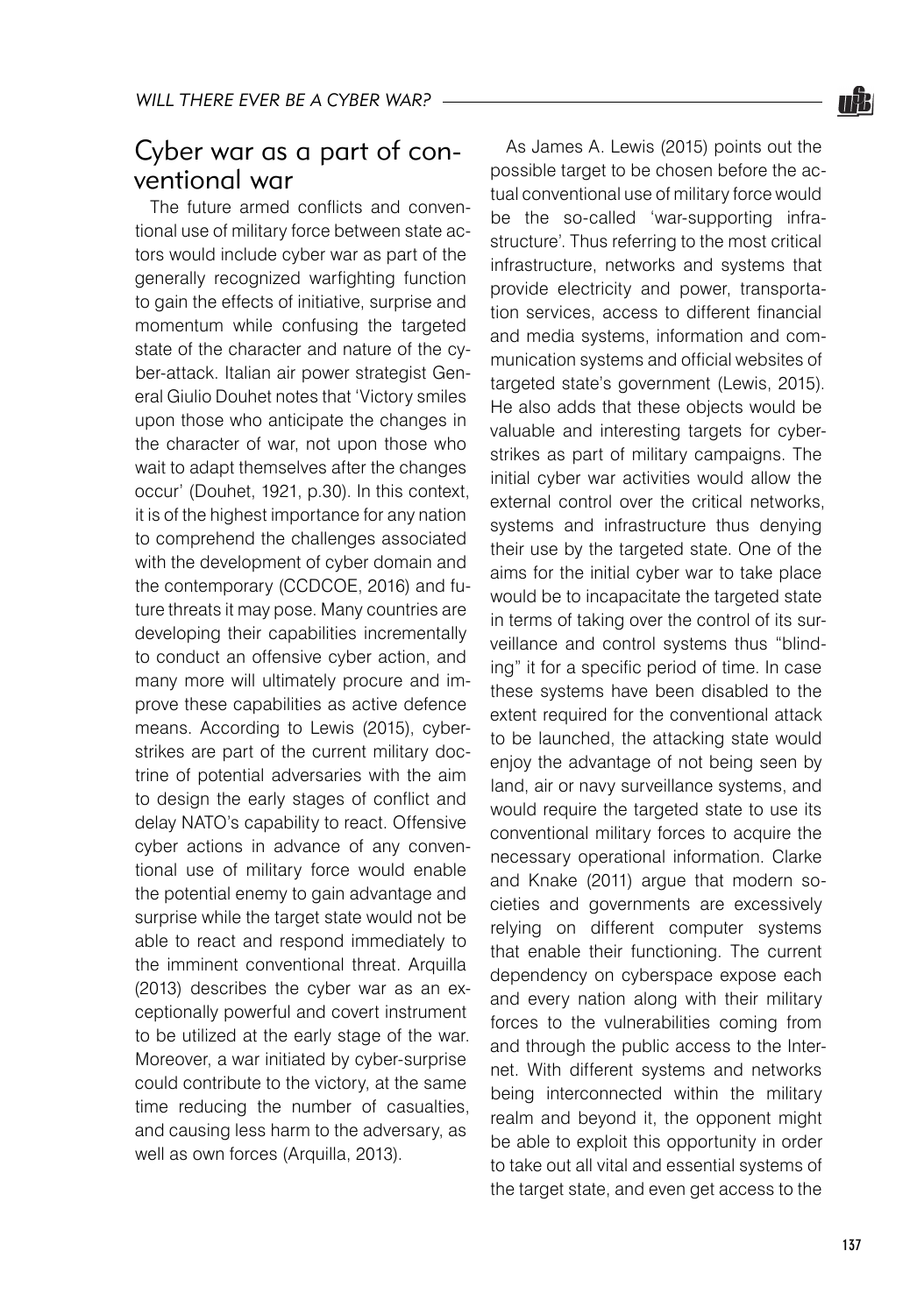## Cyber war as a part of conventional war

The future armed conflicts and conventional use of military force between state actors would include cyber war as part of the generally recognized warfighting function to gain the effects of initiative, surprise and momentum while confusing the targeted state of the character and nature of the cyber-attack. Italian air power strategist General Giulio Douhet notes that 'Victory smiles upon those who anticipate the changes in the character of war, not upon those who wait to adapt themselves after the changes occur' (Douhet, 1921, p.30). In this context, it is of the highest importance for any nation to comprehend the challenges associated with the development of cyber domain and the contemporary (CCDCOE, 2016) and future threats it may pose. Many countries are developing their capabilities incrementally to conduct an offensive cyber action, and many more will ultimately procure and improve these capabilities as active defence means. According to Lewis (2015), cyber-strikes are part of the current military doctrine of potential adversaries with the aim to design the early stages of conflict and delay NATO's capability to react. Offensive cyber actions in advance of any conventional use of military force would enable the potential enemy to gain advantage and surprise while the target state would not be able to react and respond immediately to the imminent conventional threat. Arquilla (2013) describes the cyber war as an exceptionally powerful and covert instrument to be utilized at the early stage of the war. Moreover, a war initiated by cyber-surprise could contribute to the victory, at the same time reducing the number of casualties, and causing less harm to the adversary, as well as own forces (Arquilla, 2013).

As James A. Lewis (2015) points out the possible target to be chosen before the actual conventional use of military force would be the so-called 'war-supporting infrastructure'. Thus referring to the most critical infrastructure, networks and systems that provide electricity and power, transportation services, access to different financial and media systems, information and communication systems and official websites of targeted state's government (Lewis, 2015). He also adds that these objects would be valuable and interesting targets for cyber-strikes as part of military campaigns. The initial cyber war activities would allow the external control over the critical networks, systems and infrastructure thus denying their use by the targeted state. One of the aims for the initial cyber war to take place would be to incapacitate the targeted state in terms of taking over the control of its surveillance and control systems thus "blinding" it for a specific period of time. In case these systems have been disabled to the extent required for the conventional attack to be launched, the attacking state would enjoy the advantage of not being seen by land, air or navy surveillance systems, and would require the targeted state to use its conventional military forces to acquire the necessary operational information. Clarke and Knake (2011) argue that modern societies and governments are excessively relying on different computer systems that enable their functioning. The current dependency on cyberspace expose each and every nation along with their military forces to the vulnerabilities coming from and through the public access to the Internet. With different systems and networks being interconnected within the military realm and beyond it, the opponent might be able to exploit this opportunity in order to take out all vital and essential systems of the target state, and even get access to the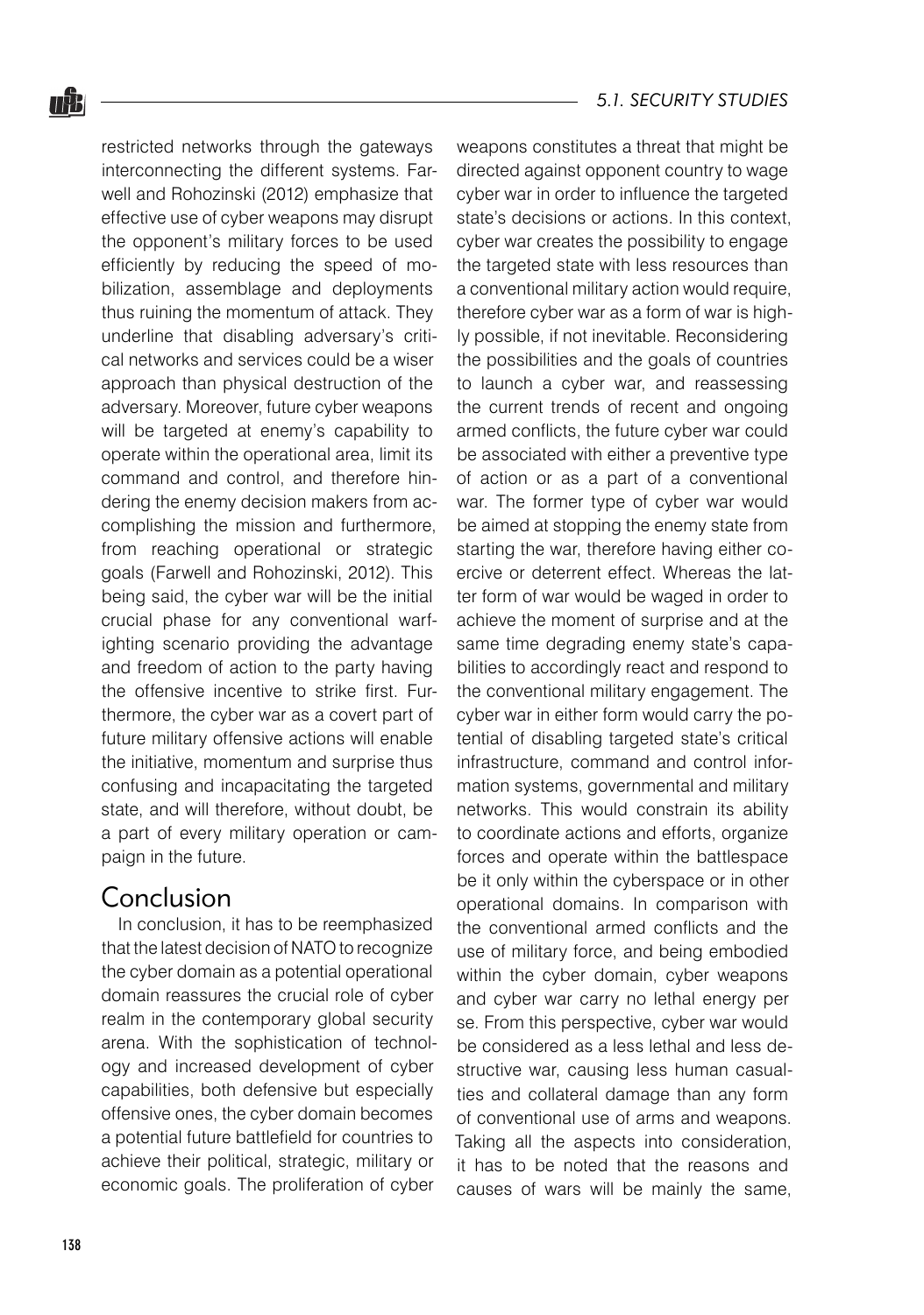restricted networks through the gateways interconnecting the different systems. Farwell and Rohozinski (2012) emphasize that effective use of cyber weapons may disrupt the opponent's military forces to be used efficiently by reducing the speed of mobilization, assemblage and deployments thus ruining the momentum of attack. They underline that disabling adversary's critical networks and services could be a wiser approach than physical destruction of the adversary. Moreover, future cyber weapons will be targeted at enemy's capability to operate within the operational area, limit its command and control, and therefore hindering the enemy decision makers from accomplishing the mission and furthermore, from reaching operational or strategic goals (Farwell and Rohozinski, 2012). This being said, the cyber war will be the initial crucial phase for any conventional warfighting scenario providing the advantage and freedom of action to the party having the offensive incentive to strike first. Furthermore, the cyber war as a covert part of future military offensive actions will enable the initiative, momentum and surprise thus confusing and incapacitating the targeted state, and will therefore, without doubt, be a part of every military operation or campaign in the future.

## Conclusion

In conclusion, it has to be reemphasized that the latest decision of NATO to recognize the cyber domain as a potential operational domain reassures the crucial role of cyber realm in the contemporary global security arena. With the sophistication of technology and increased development of cyber capabilities, both defensive but especially offensive ones, the cyber domain becomes a potential future battlefield for countries to achieve their political, strategic, military or economic goals. The proliferation of cyber weapons constitutes a threat that might be directed against opponent country to wage cyber war in order to influence the targeted state's decisions or actions. In this context, cyber war creates the possibility to engage the targeted state with less resources than a conventional military action would require, therefore cyber war as a form of war is highly possible, if not inevitable. Reconsidering the possibilities and the goals of countries to launch a cyber war, and reassessing the current trends of recent and ongoing armed conflicts, the future cyber war could be associated with either a preventive type of action or as a part of a conventional war. The former type of cyber war would be aimed at stopping the enemy state from starting the war, therefore having either coercive or deterrent effect. Whereas the latter form of war would be waged in order to achieve the moment of surprise and at the same time degrading enemy state's capabilities to accordingly react and respond to the conventional military engagement. The cyber war in either form would carry the potential of disabling targeted state's critical infrastructure, command and control information systems, governmental and military networks. This would constrain its ability to coordinate actions and efforts, organize forces and operate within the battlespace be it only within the cyberspace or in other operational domains. In comparison with the conventional armed conflicts and the use of military force, and being embodied within the cyber domain, cyber weapons and cyber war carry no lethal energy per se. From this perspective, cyber war would be considered as a less lethal and less destructive war, causing less human casualties and collateral damage than any form of conventional use of arms and weapons. Taking all the aspects into consideration, it has to be noted that the reasons and causes of wars will be mainly the same,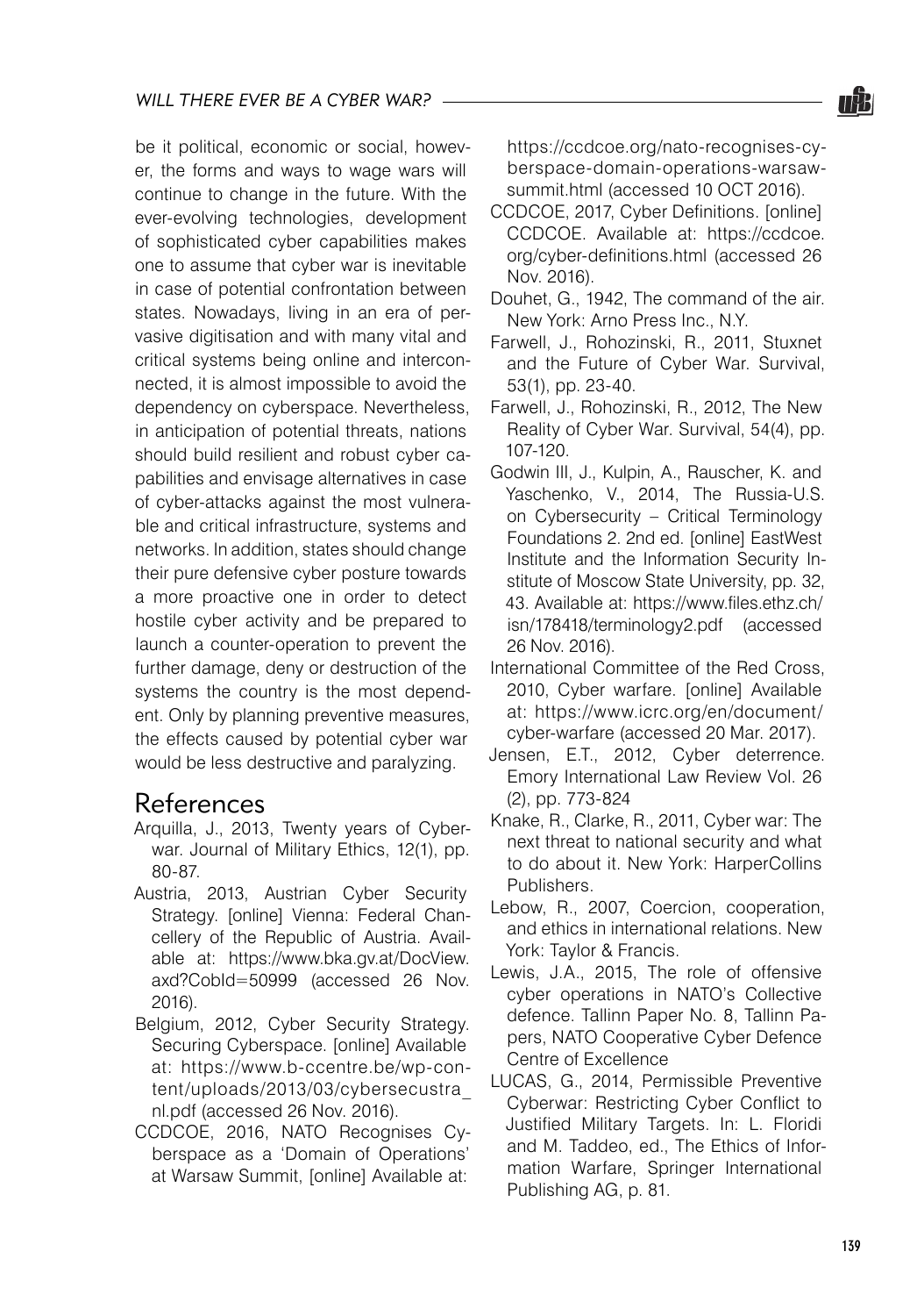be it political, economic or social, however, the forms and ways to wage wars will continue to change in the future. With the ever-evolving technologies, development of sophisticated cyber capabilities makes one to assume that cyber war is inevitable in case of potential confrontation between states. Nowadays, living in an era of pervasive digitisation and with many vital and critical systems being online and interconnected, it is almost impossible to avoid the dependency on cyberspace. Nevertheless, in anticipation of potential threats, nations should build resilient and robust cyber capabilities and envisage alternatives in case of cyber-attacks against the most vulnerable and critical infrastructure, systems and networks. In addition, states should change their pure defensive cyber posture towards a more proactive one in order to detect hostile cyber activity and be prepared to launch a counter-operation to prevent the further damage, deny or destruction of the systems the country is the most dependent. Only by planning preventive measures, the effects caused by potential cyber war would be less destructive and paralyzing.

## References

Arquilla, J., 2013, Twenty years of Cyberwar. Journal of Military Ethics, 12(1), pp. 80-87.

Austria, 2013, Austrian Cyber Security Strategy. [online] Vienna: Federal Chancellery of the Republic of Austria. Available at: https://www.bka.gv.at/DocView.axd?CobId=50999 (accessed 26 Nov. 2016).

Belgium, 2012, Cyber Security Strategy. Securing Cyberspace. [online] Available at: https://www.b-ccentre.be/wp-content/uploads/2013/03/cybersecustra_nl.pdf (accessed 26 Nov. 2016).

CCDCOE, 2016, NATO Recognises Cyberspace as a 'Domain of Operations' at Warsaw Summit, [online] Available at: https://ccdcoe.org/nato-recognises-cyberspace-domain-operations-warsaw-summit.html (accessed 10 OCT 2016).

CCDCOE, 2017, Cyber Definitions. [online] CCDCOE. Available at: https://ccdcoe.org/cyber-definitions.html (accessed 26 Nov. 2016).

Douhet, G., 1942, The command of the air. New York: Arno Press Inc., N.Y.

Farwell, J., Rohozinski, R., 2011, Stuxnet and the Future of Cyber War. Survival, 53(1), pp. 23-40.

Farwell, J., Rohozinski, R., 2012, The New Reality of Cyber War. Survival, 54(4), pp. 107-120.

Godwin III, J., Kulpin, A., Rauscher, K. and Yaschenko, V., 2014, The Russia-U.S. on Cybersecurity – Critical Terminology Foundations 2. 2nd ed. [online] EastWest Institute and the Information Security Institute of Moscow State University, pp. 32, 43. Available at: https://www.files.ethz.ch/isn/178418/terminology2.pdf (accessed 26 Nov. 2016).

International Committee of the Red Cross, 2010, Cyber warfare. [online] Available at: https://www.icrc.org/en/document/cyber-warfare (accessed 20 Mar. 2017).

Jensen, E.T., 2012, Cyber deterrence. Emory International Law Review Vol. 26 (2), pp. 773-824

Knake, R., Clarke, R., 2011, Cyber war: The next threat to national security and what to do about it. New York: HarperCollins Publishers.

Lebow, R., 2007, Coercion, cooperation, and ethics in international relations. New York: Taylor & Francis.

Lewis, J.A., 2015, The role of offensive cyber operations in NATO's Collective defence. Tallinn Paper No. 8, Tallinn Papers, NATO Cooperative Cyber Defence Centre of Excellence

LUCAS, G., 2014, Permissible Preventive Cyberwar: Restricting Cyber Conflict to Justified Military Targets. In: L. Floridi and M. Taddeo, ed., The Ethics of Information Warfare, Springer International Publishing AG, p. 81.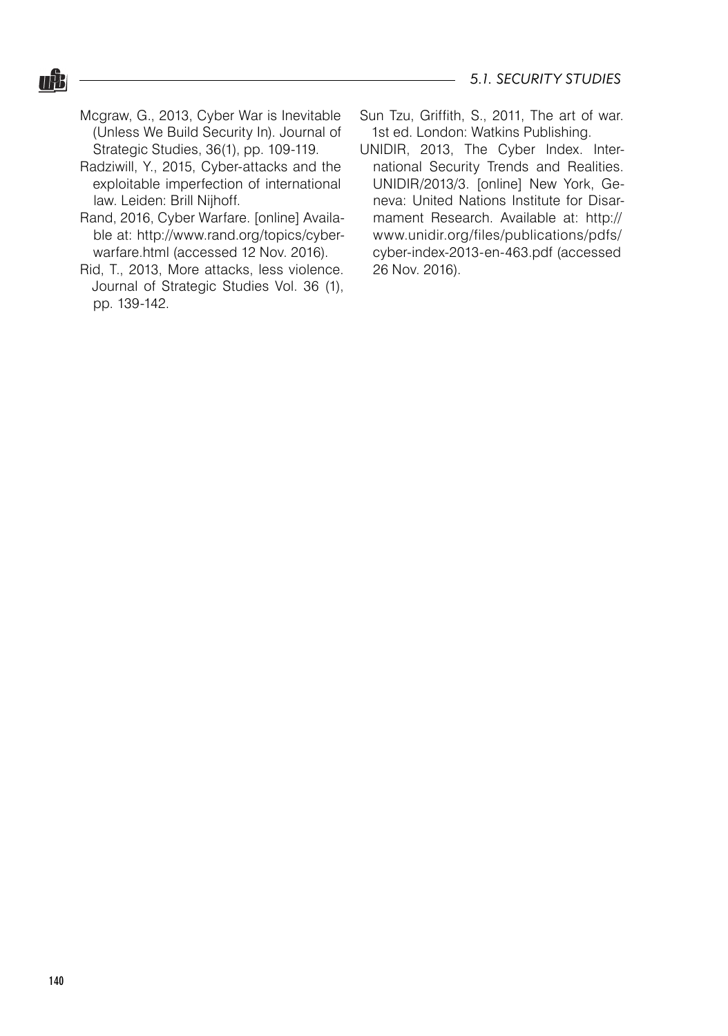Mcgraw, G., 2013, Cyber War is Inevitable (Unless We Build Security In). Journal of Strategic Studies, 36(1), pp. 109-119.

Radziwill, Y., 2015, Cyber-attacks and the exploitable imperfection of international law. Leiden: Brill Nijhoff.

Rand, 2016, Cyber Warfare. [online] Available at: http://www.rand.org/topics/cyberwarfare.html (accessed 12 Nov. 2016).

Rid, T., 2013, More attacks, less violence. Journal of Strategic Studies Vol. 36 (1), pp. 139-142.

Sun Tzu, Griffith, S., 2011, The art of war. 1st ed. London: Watkins Publishing.

UNIDIR, 2013, The Cyber Index. International Security Trends and Realities. UNIDIR/2013/3. [online] New York, Geneva: United Nations Institute for Disarmament Research. Available at: http://www.unidir.org/files/publications/pdfs/cyber-index-2013-en-463.pdf (accessed 26 Nov. 2016).